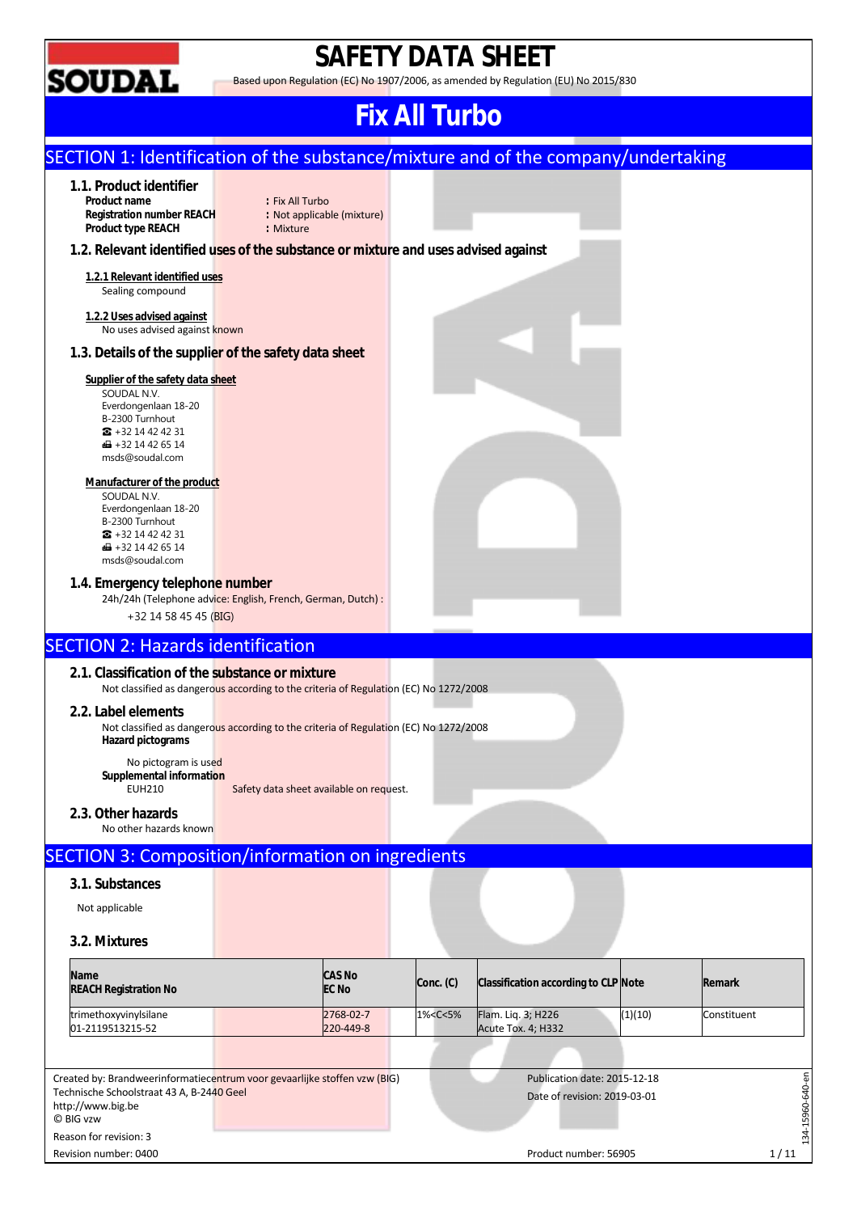# SAFETY DATA SHEET

Based upon Regulation (EC) No 1907/2006, as amended by Regulation (EU) No 2015/830

# Fix All Turbo

## SECTION 1: Identification of the substance/mixture and of the company/undertaking

### 1.1. Product identifier

**Product name** : Fix All Turbo
**Registration number REACH** : Not applicable (mixture)
**Product type REACH** : Mixture

### 1.2. Relevant identified uses of the substance or mixture and uses advised against

**1.2.1 Relevant identified uses**

Sealing compound

**1.2.2 Uses advised against**

No uses advised against known

### 1.3. Details of the supplier of the safety data sheet

**Supplier of the safety data sheet**

SOUDAL N.V.
Everdongenlaan 18-20
B-2300 Turnhout
☎ +32 14 42 42 31
🖷 +32 14 42 65 14
msds@soudal.com

**Manufacturer of the product**

SOUDAL N.V.
Everdongenlaan 18-20
B-2300 Turnhout
☎ +32 14 42 42 31
🖷 +32 14 42 65 14
msds@soudal.com

### 1.4. Emergency telephone number

24h/24h (Telephone advice: English, French, German, Dutch) :

+32 14 58 45 45 (BIG)

## SECTION 2: Hazards identification

### 2.1. Classification of the substance or mixture

Not classified as dangerous according to the criteria of Regulation (EC) No 1272/2008

### 2.2. Label elements

Not classified as dangerous according to the criteria of Regulation (EC) No 1272/2008

**Hazard pictograms**

No pictogram is used

**Supplemental information**

EUH210 Safety data sheet available on request.

### 2.3. Other hazards

No other hazards known

## SECTION 3: Composition/information on ingredients

### 3.1. Substances

Not applicable

### 3.2. Mixtures

| Name<br>REACH Registration No | CAS No<br>EC No | Conc. (C) | Classification according to CLP | Note | Remark |
|---|---|---|---|---|---|
| trimethoxyvinylsilane<br>01-2119513215-52 | 2768-02-7<br>220-449-8 | 1%<C<5% | Flam. Liq. 3; H226<br>Acute Tox. 4; H332 | (1)(10) | Constituent |

Created by: Brandweerinformatiecentrum voor gevaarlijke stoffen vzw (BIG)
Technische Schoolstraat 43 A, B-2440 Geel
http://www.big.be
© BIG vzw

Reason for revision: 3
Revision number: 0400

Publication date: 2015-12-18
Date of revision: 2019-03-01

Product number: 56905

134-15960-640-en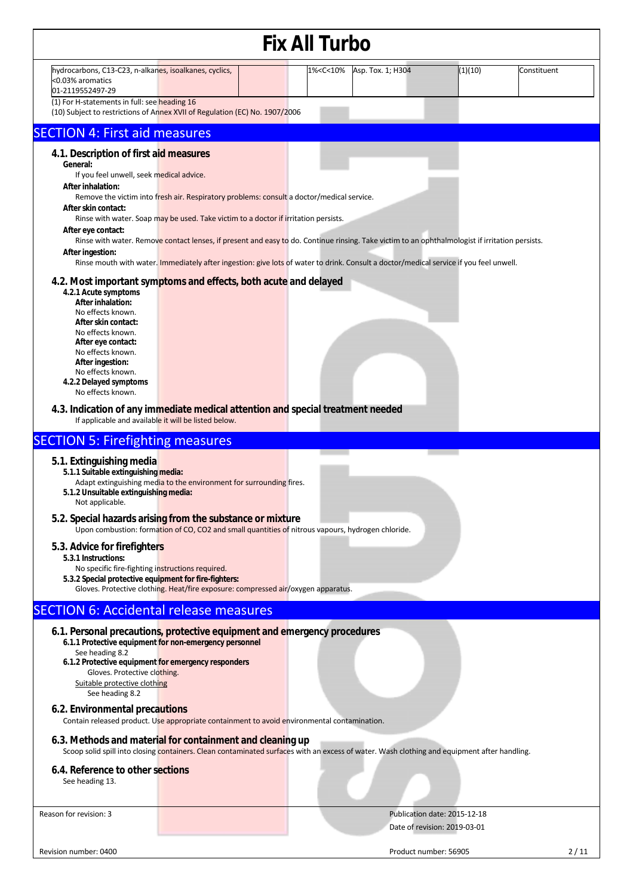| hydrocarbons, C13-C23, n-alkanes, isoalkanes, cyclics, <0.03% aromatics 01-2119552497-29 | | 1%<C<10% | Asp. Tox. 1; H304 | (1)(10) | Constituent |
|---|---|---|---|---|---|

(1) For H-statements in full: see heading 16
(10) Subject to restrictions of Annex XVII of Regulation (EC) No. 1907/2006

# SECTION 4: First aid measures

## 4.1. Description of first aid measures

**General:**
If you feel unwell, seek medical advice.

**After inhalation:**
Remove the victim into fresh air. Respiratory problems: consult a doctor/medical service.

**After skin contact:**
Rinse with water. Soap may be used. Take victim to a doctor if irritation persists.

**After eye contact:**
Rinse with water. Remove contact lenses, if present and easy to do. Continue rinsing. Take victim to an ophthalmologist if irritation persists.

**After ingestion:**
Rinse mouth with water. Immediately after ingestion: give lots of water to drink. Consult a doctor/medical service if you feel unwell.

## 4.2. Most important symptoms and effects, both acute and delayed

### 4.2.1 Acute symptoms

**After inhalation:**
No effects known.

**After skin contact:**
No effects known.

**After eye contact:**
No effects known.

**After ingestion:**
No effects known.

### 4.2.2 Delayed symptoms

No effects known.

## 4.3. Indication of any immediate medical attention and special treatment needed

If applicable and available it will be listed below.

# SECTION 5: Firefighting measures

## 5.1. Extinguishing media

### 5.1.1 Suitable extinguishing media:

Adapt extinguishing media to the environment for surrounding fires.

### 5.1.2 Unsuitable extinguishing media:

Not applicable.

## 5.2. Special hazards arising from the substance or mixture

Upon combustion: formation of CO, CO2 and small quantities of nitrous vapours, hydrogen chloride.

## 5.3. Advice for firefighters

### 5.3.1 Instructions:

No specific fire-fighting instructions required.

### 5.3.2 Special protective equipment for fire-fighters:

Gloves. Protective clothing. Heat/fire exposure: compressed air/oxygen apparatus.

# SECTION 6: Accidental release measures

## 6.1. Personal precautions, protective equipment and emergency procedures

### 6.1.1 Protective equipment for non-emergency personnel

See heading 8.2

### 6.1.2 Protective equipment for emergency responders

Gloves. Protective clothing.

Suitable protective clothing

See heading 8.2

## 6.2. Environmental precautions

Contain released product. Use appropriate containment to avoid environmental contamination.

## 6.3. Methods and material for containment and cleaning up

Scoop solid spill into closing containers. Clean contaminated surfaces with an excess of water. Wash clothing and equipment after handling.

## 6.4. Reference to other sections

See heading 13.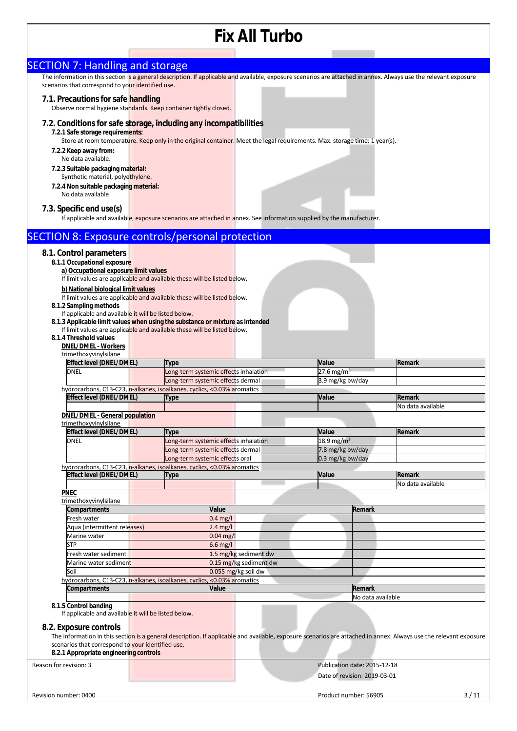# Fix All Turbo

## SECTION 7: Handling and storage

The information in this section is a general description. If applicable and available, exposure scenarios are attached in annex. Always use the relevant exposure scenarios that correspond to your identified use.

### 7.1. Precautions for safe handling

Observe normal hygiene standards. Keep container tightly closed.

### 7.2. Conditions for safe storage, including any incompatibilities

**7.2.1 Safe storage requirements:**

Store at room temperature. Keep only in the original container. Meet the legal requirements. Max. storage time: 1 year(s).

**7.2.2 Keep away from:**

No data available.

**7.2.3 Suitable packaging material:**

Synthetic material, polyethylene.

**7.2.4 Non suitable packaging material:**

No data available

### 7.3. Specific end use(s)

If applicable and available, exposure scenarios are attached in annex. See information supplied by the manufacturer.

## SECTION 8: Exposure controls/personal protection

### 8.1. Control parameters

**8.1.1 Occupational exposure**

**a) Occupational exposure limit values**

If limit values are applicable and available these will be listed below.

**b) National biological limit values**

If limit values are applicable and available these will be listed below.

**8.1.2 Sampling methods**

If applicable and available it will be listed below.

**8.1.3 Applicable limit values when using the substance or mixture as intended**

If limit values are applicable and available these will be listed below.

**8.1.4 Threshold values**

**DNEL/DMEL - Workers**

trimethoxyvinylsilane

| Effect level (DNEL/DMEL) | Type | Value | Remark |
|---|---|---|---|
| DNEL | Long-term systemic effects inhalation | 27.6 mg/m³ | |
| | Long-term systemic effects dermal | 3.9 mg/kg bw/day | |

hydrocarbons, C13-C23, n-alkanes, isoalkanes, cyclics, <0.03% aromatics

| Effect level (DNEL/DMEL) | Type | Value | Remark |
|---|---|---|---|
| | | | No data available |

**DNEL/DMEL - General population**

trimethoxyvinylsilane

| Effect level (DNEL/DMEL) | Type | Value | Remark |
|---|---|---|---|
| DNEL | Long-term systemic effects inhalation | 18.9 mg/m³ | |
| | Long-term systemic effects dermal | 7.8 mg/kg bw/day | |
| | Long-term systemic effects oral | 0.3 mg/kg bw/day | |

hydrocarbons, C13-C23, n-alkanes, isoalkanes, cyclics, <0.03% aromatics

| Effect level (DNEL/DMEL) | Type | Value | Remark |
|---|---|---|---|
| | | | No data available |

**PNEC**

trimethoxyvinylsilane

| Compartments | Value | Remark |
|---|---|---|
| Fresh water | 0.4 mg/l | |
| Aqua (intermittent releases) | 2.4 mg/l | |
| Marine water | 0.04 mg/l | |
| STP | 6.6 mg/l | |
| Fresh water sediment | 1.5 mg/kg sediment dw | |
| Marine water sediment | 0.15 mg/kg sediment dw | |
| Soil | 0.055 mg/kg soil dw | |

hydrocarbons, C13-C23, n-alkanes, isoalkanes, cyclics, <0.03% aromatics

| Compartments | Value | Remark |
|---|---|---|
| | | No data available |

**8.1.5 Control banding**

If applicable and available it will be listed below.

### 8.2. Exposure controls

The information in this section is a general description. If applicable and available, exposure scenarios are attached in annex. Always use the relevant exposure scenarios that correspond to your identified use.

**8.2.1 Appropriate engineering controls**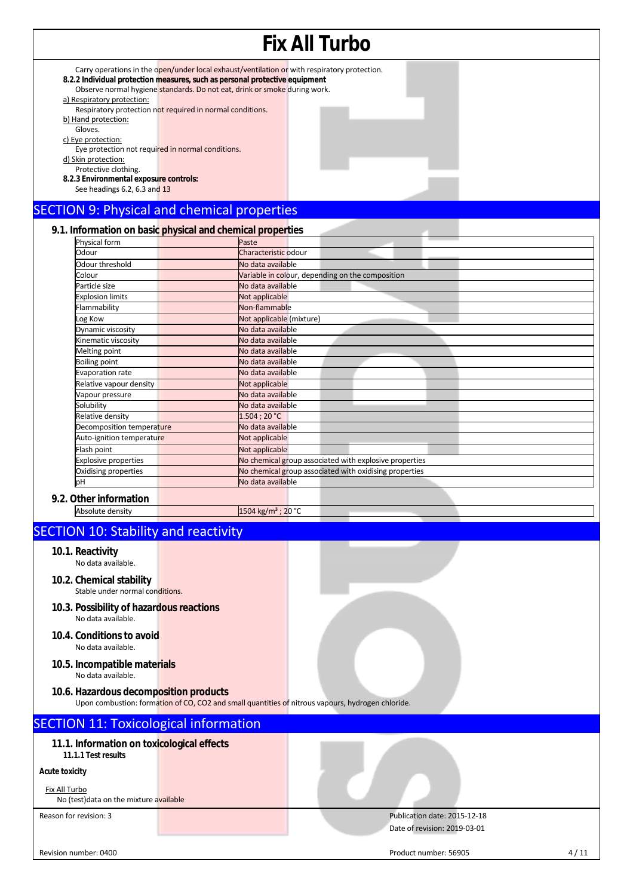Carry operations in the open/under local exhaust/ventilation or with respiratory protection.

**8.2.2 Individual protection measures, such as personal protective equipment**

Observe normal hygiene standards. Do not eat, drink or smoke during work.

a) Respiratory protection:

Respiratory protection not required in normal conditions.

b) Hand protection:

Gloves.

c) Eye protection:

Eye protection not required in normal conditions.

d) Skin protection:

Protective clothing.

**8.2.3 Environmental exposure controls:**

See headings 6.2, 6.3 and 13

# SECTION 9: Physical and chemical properties

## 9.1. Information on basic physical and chemical properties

| | |
|---|---|
| Physical form | Paste |
| Odour | Characteristic odour |
| Odour threshold | No data available |
| Colour | Variable in colour, depending on the composition |
| Particle size | No data available |
| Explosion limits | Not applicable |
| Flammability | Non-flammable |
| Log Kow | Not applicable (mixture) |
| Dynamic viscosity | No data available |
| Kinematic viscosity | No data available |
| Melting point | No data available |
| Boiling point | No data available |
| Evaporation rate | No data available |
| Relative vapour density | Not applicable |
| Vapour pressure | No data available |
| Solubility | No data available |
| Relative density | 1.504 ; 20 °C |
| Decomposition temperature | No data available |
| Auto-ignition temperature | Not applicable |
| Flash point | Not applicable |
| Explosive properties | No chemical group associated with explosive properties |
| Oxidising properties | No chemical group associated with oxidising properties |
| pH | No data available |

## 9.2. Other information

| | |
|---|---|
| Absolute density | 1504 kg/m³ ; 20 °C |

# SECTION 10: Stability and reactivity

## 10.1. Reactivity

No data available.

## 10.2. Chemical stability

Stable under normal conditions.

## 10.3. Possibility of hazardous reactions

No data available.

## 10.4. Conditions to avoid

No data available.

## 10.5. Incompatible materials

No data available.

## 10.6. Hazardous decomposition products

Upon combustion: formation of CO, $CO_2$ and small quantities of nitrous vapours, hydrogen chloride.

# SECTION 11: Toxicological information

## 11.1. Information on toxicological effects

**11.1.1 Test results**

**Acute toxicity**

Fix All Turbo

No (test)data on the mixture available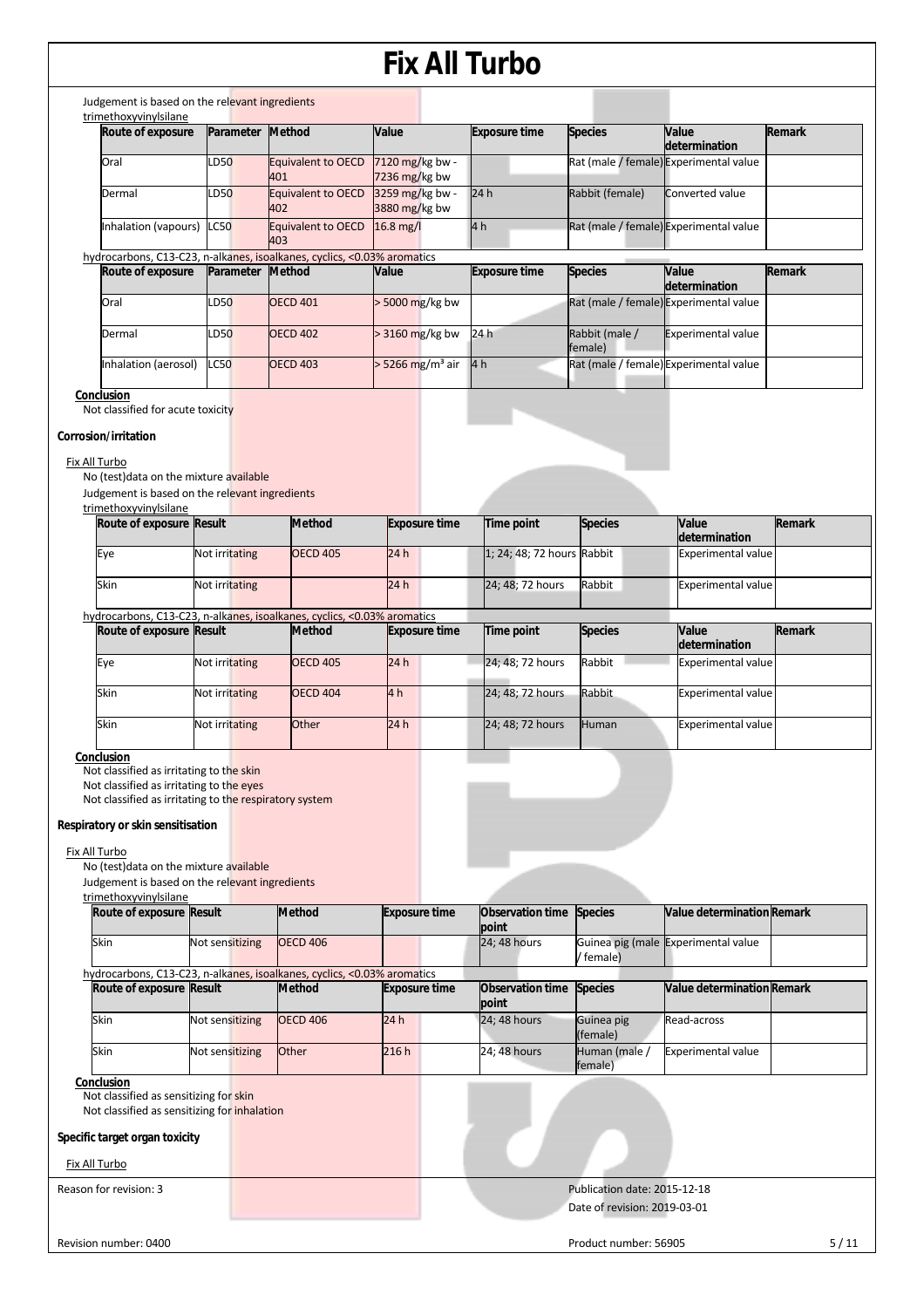Judgement is based on the relevant ingredients

trimethoxyvinylsilane

| Route of exposure | Parameter | Method | Value | Exposure time | Species | Value determination | Remark |
|---|---|---|---|---|---|---|---|
| Oral | LD50 | Equivalent to OECD 401 | 7120 mg/kg bw - 7236 mg/kg bw | | Rat (male / female) | Experimental value | |
| Dermal | LD50 | Equivalent to OECD 402 | 3259 mg/kg bw - 3880 mg/kg bw | 24 h | Rabbit (female) | Converted value | |
| Inhalation (vapours) | LC50 | Equivalent to OECD 403 | 16.8 mg/l | 4 h | Rat (male / female) | Experimental value | |

hydrocarbons, C13-C23, n-alkanes, isoalkanes, cyclics, <0.03% aromatics

| Route of exposure | Parameter | Method | Value | Exposure time | Species | Value determination | Remark |
|---|---|---|---|---|---|---|---|
| Oral | LD50 | OECD 401 | > 5000 mg/kg bw | | Rat (male / female) | Experimental value | |
| Dermal | LD50 | OECD 402 | > 3160 mg/kg bw | 24 h | Rabbit (male / female) | Experimental value | |
| Inhalation (aerosol) | LC50 | OECD 403 | > 5266 mg/m³ air | 4 h | Rat (male / female) | Experimental value | |

**Conclusion**

Not classified for acute toxicity

**Corrosion/irritation**

Fix All Turbo

No (test)data on the mixture available

Judgement is based on the relevant ingredients

trimethoxyvinylsilane

| Route of exposure | Result | Method | Exposure time | Time point | Species | Value determination | Remark |
|---|---|---|---|---|---|---|---|
| Eye | Not irritating | OECD 405 | 24 h | 1; 24; 48; 72 hours | Rabbit | Experimental value | |
| Skin | Not irritating | | 24 h | 24; 48; 72 hours | Rabbit | Experimental value | |

hydrocarbons, C13-C23, n-alkanes, isoalkanes, cyclics, <0.03% aromatics

| Route of exposure | Result | Method | Exposure time | Time point | Species | Value determination | Remark |
|---|---|---|---|---|---|---|---|
| Eye | Not irritating | OECD 405 | 24 h | 24; 48; 72 hours | Rabbit | Experimental value | |
| Skin | Not irritating | OECD 404 | 4 h | 24; 48; 72 hours | Rabbit | Experimental value | |
| Skin | Not irritating | Other | 24 h | 24; 48; 72 hours | Human | Experimental value | |

**Conclusion**

Not classified as irritating to the skin

Not classified as irritating to the eyes

Not classified as irritating to the respiratory system

**Respiratory or skin sensitisation**

Fix All Turbo

No (test)data on the mixture available

Judgement is based on the relevant ingredients

trimethoxyvinylsilane

| Route of exposure | Result | Method | Exposure time | Observation time point | Species | Value determination | Remark |
|---|---|---|---|---|---|---|---|
| Skin | Not sensitizing | OECD 406 | | 24; 48 hours | Guinea pig (male / female) | Experimental value | |

hydrocarbons, C13-C23, n-alkanes, isoalkanes, cyclics, <0.03% aromatics

| Route of exposure | Result | Method | Exposure time | Observation time point | Species | Value determination | Remark |
|---|---|---|---|---|---|---|---|
| Skin | Not sensitizing | OECD 406 | 24 h | 24; 48 hours | Guinea pig (female) | Read-across | |
| Skin | Not sensitizing | Other | 216 h | 24; 48 hours | Human (male / female) | Experimental value | |

**Conclusion**

Not classified as sensitizing for skin

Not classified as sensitizing for inhalation

**Specific target organ toxicity**

Fix All Turbo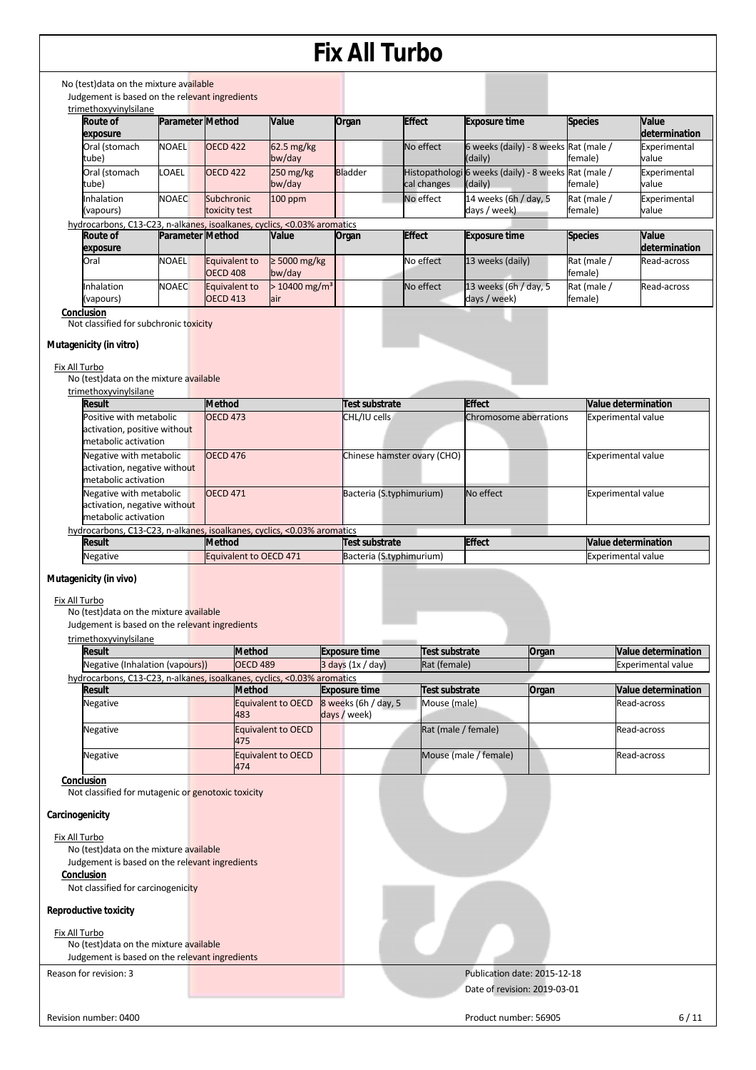No (test)data on the mixture available

Judgement is based on the relevant ingredients

trimethoxyvinylsilane

| Route of exposure | Parameter | Method | Value | Organ | Effect | Exposure time | Species | Value determination |
|---|---|---|---|---|---|---|---|---|
| Oral (stomach tube) | NOAEL | OECD 422 | 62.5 mg/kg bw/day | | No effect | 6 weeks (daily) - 8 weeks (daily) | Rat (male / female) | Experimental value |
| Oral (stomach tube) | LOAEL | OECD 422 | 250 mg/kg bw/day | Bladder | Histopathological changes | 6 weeks (daily) - 8 weeks (daily) | Rat (male / female) | Experimental value |
| Inhalation (vapours) | NOAEC | Subchronic toxicity test | 100 ppm | | No effect | 14 weeks (6h / day, 5 days / week) | Rat (male / female) | Experimental value |

hydrocarbons, C13-C23, n-alkanes, isoalkanes, cyclics, <0.03% aromatics

| Route of exposure | Parameter | Method | Value | Organ | Effect | Exposure time | Species | Value determination |
|---|---|---|---|---|---|---|---|---|
| Oral | NOAEL | Equivalent to OECD 408 | ≥ 5000 mg/kg bw/day | | No effect | 13 weeks (daily) | Rat (male / female) | Read-across |
| Inhalation (vapours) | NOAEC | Equivalent to OECD 413 | > 10400 mg/m³ air | | No effect | 13 weeks (6h / day, 5 days / week) | Rat (male / female) | Read-across |

**Conclusion**

Not classified for subchronic toxicity

**Mutagenicity (in vitro)**

Fix All Turbo

No (test)data on the mixture available

trimethoxyvinylsilane

| Result | Method | Test substrate | Effect | Value determination |
|---|---|---|---|---|
| Positive with metabolic activation, positive without metabolic activation | OECD 473 | CHL/IU cells | Chromosome aberrations | Experimental value |
| Negative with metabolic activation, negative without metabolic activation | OECD 476 | Chinese hamster ovary (CHO) | | Experimental value |
| Negative with metabolic activation, negative without metabolic activation | OECD 471 | Bacteria (S.typhimurium) | No effect | Experimental value |

hydrocarbons, C13-C23, n-alkanes, isoalkanes, cyclics, <0.03% aromatics

| Result | Method | Test substrate | Effect | Value determination |
|---|---|---|---|---|
| Negative | Equivalent to OECD 471 | Bacteria (S.typhimurium) | | Experimental value |

**Mutagenicity (in vivo)**

Fix All Turbo

No (test)data on the mixture available

Judgement is based on the relevant ingredients

trimethoxyvinylsilane

| Result | Method | Exposure time | Test substrate | Organ | Value determination |
|---|---|---|---|---|---|
| Negative (Inhalation (vapours)) | OECD 489 | 3 days (1x / day) | Rat (female) | | Experimental value |

hydrocarbons, C13-C23, n-alkanes, isoalkanes, cyclics, <0.03% aromatics

| Result | Method | Exposure time | Test substrate | Organ | Value determination |
|---|---|---|---|---|---|
| Negative | Equivalent to OECD 483 | 8 weeks (6h / day, 5 days / week) | Mouse (male) | | Read-across |
| Negative | Equivalent to OECD 475 | | Rat (male / female) | | Read-across |
| Negative | Equivalent to OECD 474 | | Mouse (male / female) | | Read-across |

**Conclusion**

Not classified for mutagenic or genotoxic toxicity

**Carcinogenicity**

Fix All Turbo

No (test)data on the mixture available

Judgement is based on the relevant ingredients

**Conclusion**

Not classified for carcinogenicity

**Reproductive toxicity**

Fix All Turbo

No (test)data on the mixture available

Judgement is based on the relevant ingredients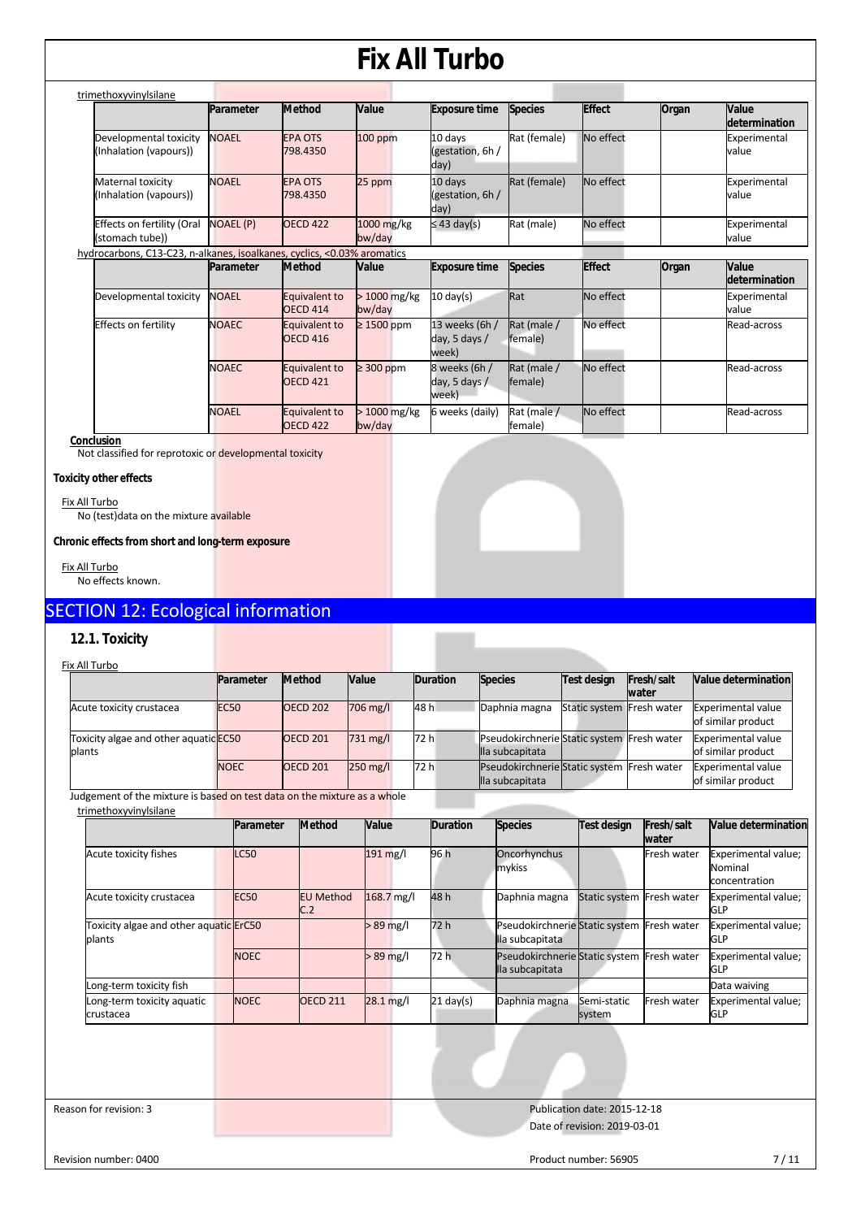trimethoxyvinylsilane

| | Parameter | Method | Value | Exposure time | Species | Effect | Organ | Value determination |
|---|---|---|---|---|---|---|---|---|
| Developmental toxicity (Inhalation (vapours)) | NOAEL | EPA OTS 798.4350 | 100 ppm | 10 days (gestation, 6h / day) | Rat (female) | No effect | | Experimental value |
| Maternal toxicity (Inhalation (vapours)) | NOAEL | EPA OTS 798.4350 | 25 ppm | 10 days (gestation, 6h / day) | Rat (female) | No effect | | Experimental value |
| Effects on fertility (Oral (stomach tube)) | NOAEL (P) | OECD 422 | 1000 mg/kg bw/day | ≤ 43 day(s) | Rat (male) | No effect | | Experimental value |

hydrocarbons, C13-C23, n-alkanes, isoalkanes, cyclics, <0.03% aromatics

| | Parameter | Method | Value | Exposure time | Species | Effect | Organ | Value determination |
|---|---|---|---|---|---|---|---|---|
| Developmental toxicity | NOAEL | Equivalent to OECD 414 | > 1000 mg/kg bw/day | 10 day(s) | Rat | No effect | | Experimental value |
| Effects on fertility | NOAEC | Equivalent to OECD 416 | ≥ 1500 ppm | 13 weeks (6h / day, 5 days / week) | Rat (male / female) | No effect | | Read-across |
| | NOAEC | Equivalent to OECD 421 | ≥ 300 ppm | 8 weeks (6h / day, 5 days / week) | Rat (male / female) | No effect | | Read-across |
| | NOAEL | Equivalent to OECD 422 | > 1000 mg/kg bw/day | 6 weeks (daily) | Rat (male / female) | No effect | | Read-across |

**Conclusion**

Not classified for reprotoxic or developmental toxicity

**Toxicity other effects**

Fix All Turbo

No (test)data on the mixture available

**Chronic effects from short and long-term exposure**

Fix All Turbo

No effects known.

## SECTION 12: Ecological information

### 12.1. Toxicity

Fix All Turbo

| | Parameter | Method | Value | Duration | Species | Test design | Fresh/salt water | Value determination |
|---|---|---|---|---|---|---|---|---|
| Acute toxicity crustacea | EC50 | OECD 202 | 706 mg/l | 48 h | Daphnia magna | Static system | Fresh water | Experimental value of similar product |
| Toxicity algae and other aquatic plants | EC50 | OECD 201 | 731 mg/l | 72 h | Pseudokirchneriella subcapitata | Static system | Fresh water | Experimental value of similar product |
| | NOEC | OECD 201 | 250 mg/l | 72 h | Pseudokirchneriella subcapitata | Static system | Fresh water | Experimental value of similar product |

Judgement of the mixture is based on test data on the mixture as a whole

trimethoxyvinylsilane

| | Parameter | Method | Value | Duration | Species | Test design | Fresh/salt water | Value determination |
|---|---|---|---|---|---|---|---|---|
| Acute toxicity fishes | LC50 | | 191 mg/l | 96 h | Oncorhynchus mykiss | | Fresh water | Experimental value; Nominal concentration |
| Acute toxicity crustacea | EC50 | EU Method C.2 | 168.7 mg/l | 48 h | Daphnia magna | Static system | Fresh water | Experimental value; GLP |
| Toxicity algae and other aquatic plants | ErC50 | | > 89 mg/l | 72 h | Pseudokirchneriella subcapitata | Static system | Fresh water | Experimental value; GLP |
| | NOEC | | > 89 mg/l | 72 h | Pseudokirchneriella subcapitata | Static system | Fresh water | Experimental value; GLP |
| Long-term toxicity fish | | | | | | | | Data waiving |
| Long-term toxicity aquatic crustacea | NOEC | OECD 211 | 28.1 mg/l | 21 day(s) | Daphnia magna | Semi-static system | Fresh water | Experimental value; GLP |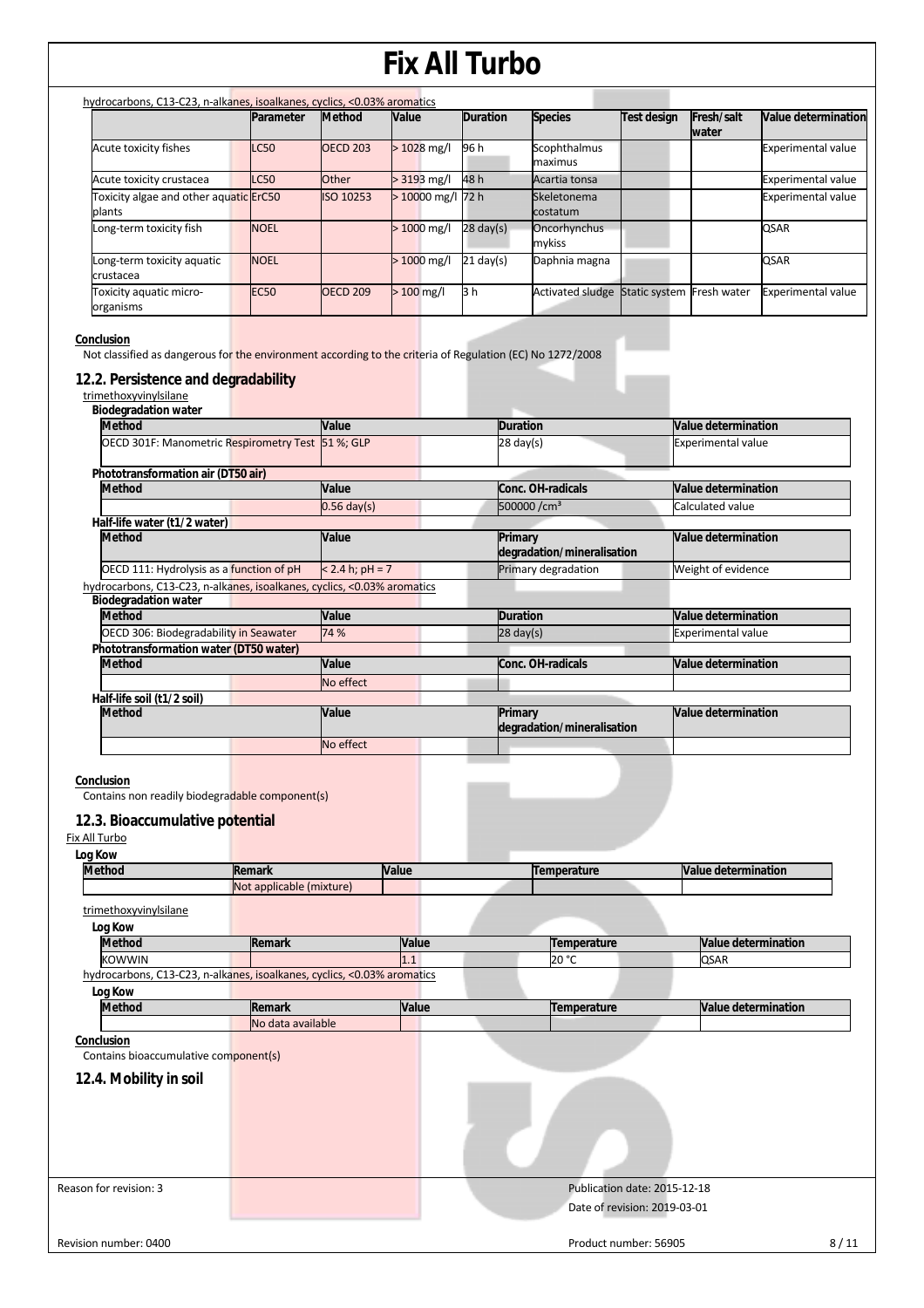hydrocarbons, C13-C23, n-alkanes, isoalkanes, cyclics, <0.03% aromatics

| | Parameter | Method | Value | Duration | Species | Test design | Fresh/salt water | Value determination |
|---|---|---|---|---|---|---|---|---|
| Acute toxicity fishes | LC50 | OECD 203 | > 1028 mg/l | 96 h | Scophthalmus maximus | | | Experimental value |
| Acute toxicity crustacea | LC50 | Other | > 3193 mg/l | 48 h | Acartia tonsa | | | Experimental value |
| Toxicity algae and other aquatic plants | ErC50 | ISO 10253 | > 10000 mg/l | 72 h | Skeletonema costatum | | | Experimental value |
| Long-term toxicity fish | NOEL | | > 1000 mg/l | 28 day(s) | Oncorhynchus mykiss | | | QSAR |
| Long-term toxicity aquatic crustacea | NOEL | | > 1000 mg/l | 21 day(s) | Daphnia magna | | | QSAR |
| Toxicity aquatic micro-organisms | EC50 | OECD 209 | > 100 mg/l | 3 h | Activated sludge | Static system | Fresh water | Experimental value |

**Conclusion**

Not classified as dangerous for the environment according to the criteria of Regulation (EC) No 1272/2008

## 12.2. Persistence and degradability

trimethoxyvinylsilane

**Biodegradation water**

| Method | Value | Duration | Value determination |
|---|---|---|---|
| OECD 301F: Manometric Respirometry Test | 51 %; GLP | 28 day(s) | Experimental value |

**Phototransformation air (DT50 air)**

| Method | Value | Conc. OH-radicals | Value determination |
|---|---|---|---|
| | 0.56 day(s) | 500000 /cm³ | Calculated value |

**Half-life water (t1/2 water)**

| Method | Value | Primary degradation/mineralisation | Value determination |
|---|---|---|---|
| OECD 111: Hydrolysis as a function of pH | < 2.4 h; pH = 7 | Primary degradation | Weight of evidence |

hydrocarbons, C13-C23, n-alkanes, isoalkanes, cyclics, <0.03% aromatics

**Biodegradation water**

| Method | Value | Duration | Value determination |
|---|---|---|---|
| OECD 306: Biodegradability in Seawater | 74 % | 28 day(s) | Experimental value |

**Phototransformation water (DT50 water)**

| Method | Value | Conc. OH-radicals | Value determination |
|---|---|---|---|
| | No effect | | |

**Half-life soil (t1/2 soil)**

| Method | Value | Primary degradation/mineralisation | Value determination |
|---|---|---|---|
| | No effect | | |

**Conclusion**

Contains non readily biodegradable component(s)

## 12.3. Bioaccumulative potential

Fix All Turbo

**Log Kow**

| Method | Remark | Value | Temperature | Value determination |
|---|---|---|---|---|
| | Not applicable (mixture) | | | |

trimethoxyvinylsilane

**Log Kow**

| Method | Remark | Value | Temperature | Value determination |
|---|---|---|---|---|
| KOWWIN | | 1.1 | 20 °C | QSAR |

hydrocarbons, C13-C23, n-alkanes, isoalkanes, cyclics, <0.03% aromatics

**Log Kow**

| Method | Remark | Value | Temperature | Value determination |
|---|---|---|---|---|
| | No data available | | | |

**Conclusion**

Contains bioaccumulative component(s)

## 12.4. Mobility in soil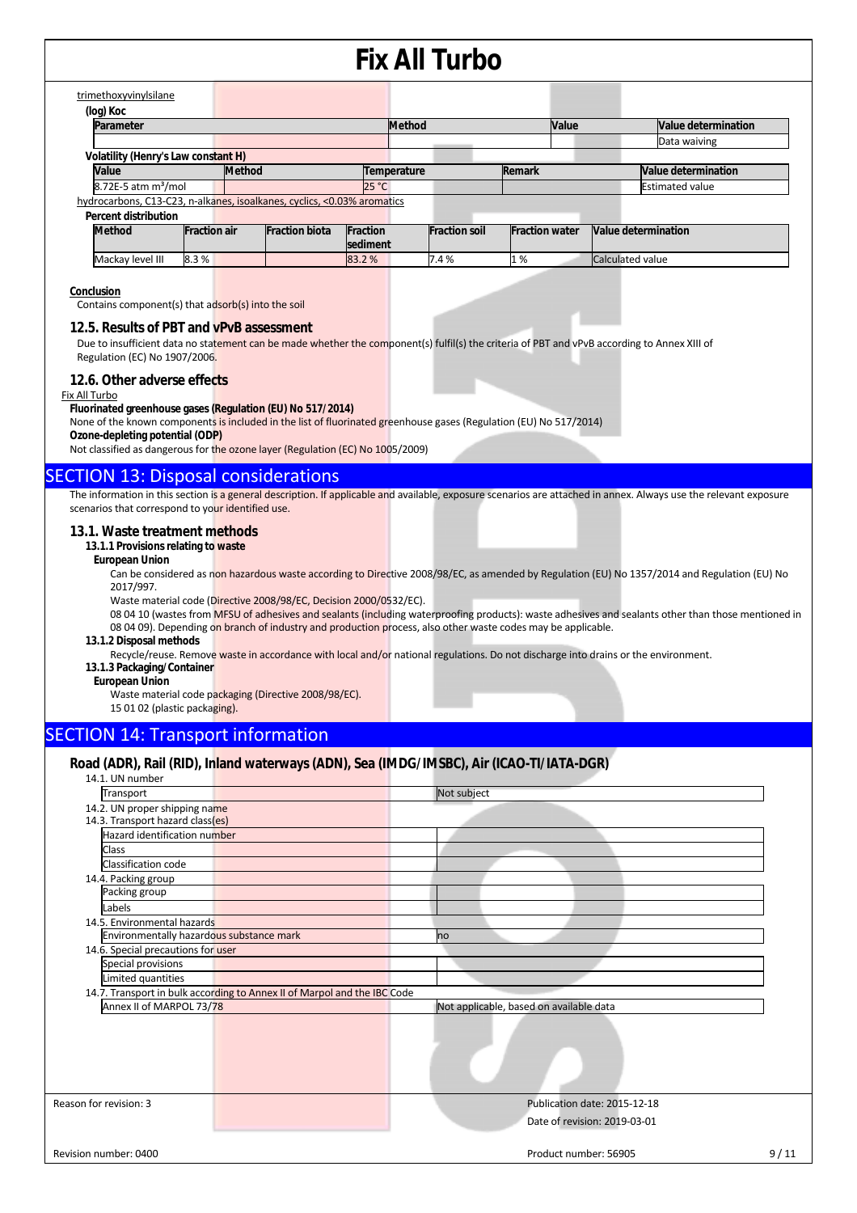trimethoxyvinylsilane

**(log) Koc**

| Parameter | Method | Value | Value determination |
|---|---|---|---|
| | | | Data waiving |

**Volatility (Henry's Law constant H)**

| Value | Method | Temperature | Remark | Value determination |
|---|---|---|---|---|
| 8.72E-5 atm m³/mol | | 25 °C | | Estimated value |

hydrocarbons, C13-C23, n-alkanes, isoalkanes, cyclics, <0.03% aromatics

**Percent distribution**

| Method | Fraction air | Fraction biota | Fraction sediment | Fraction soil | Fraction water | Value determination |
|---|---|---|---|---|---|---|
| Mackay level III | 8.3 % | | 83.2 % | 7.4 % | 1 % | Calculated value |

**Conclusion**

Contains component(s) that adsorb(s) into the soil

### 12.5. Results of PBT and vPvB assessment

Due to insufficient data no statement can be made whether the component(s) fulfil(s) the criteria of PBT and vPvB according to Annex XIII of Regulation (EC) No 1907/2006.

### 12.6. Other adverse effects

Fix All Turbo

**Fluorinated greenhouse gases (Regulation (EU) No 517/2014)**

None of the known components is included in the list of fluorinated greenhouse gases (Regulation (EU) No 517/2014)

**Ozone-depleting potential (ODP)**

Not classified as dangerous for the ozone layer (Regulation (EC) No 1005/2009)

## SECTION 13: Disposal considerations

The information in this section is a general description. If applicable and available, exposure scenarios are attached in annex. Always use the relevant exposure scenarios that correspond to your identified use.

### 13.1. Waste treatment methods

**13.1.1 Provisions relating to waste**

**European Union**

Can be considered as non hazardous waste according to Directive 2008/98/EC, as amended by Regulation (EU) No 1357/2014 and Regulation (EU) No 2017/997.

Waste material code (Directive 2008/98/EC, Decision 2000/0532/EC).

08 04 10 (wastes from MFSU of adhesives and sealants (including waterproofing products): waste adhesives and sealants other than those mentioned in 08 04 09). Depending on branch of industry and production process, also other waste codes may be applicable.

**13.1.2 Disposal methods**

Recycle/reuse. Remove waste in accordance with local and/or national regulations. Do not discharge into drains or the environment.

**13.1.3 Packaging/Container**

**European Union**

Waste material code packaging (Directive 2008/98/EC).

15 01 02 (plastic packaging).

## SECTION 14: Transport information

### Road (ADR), Rail (RID), Inland waterways (ADN), Sea (IMDG/IMSBC), Air (ICAO-TI/IATA-DGR)

| 14.1. UN number | |
|---|---|
| Transport | Not subject |
| **14.2. UN proper shipping name** | |
| **14.3. Transport hazard class(es)** | |
| Hazard identification number | |
| Class | |
| Classification code | |
| **14.4. Packing group** | |
| Packing group | |
| Labels | |
| **14.5. Environmental hazards** | |
| Environmentally hazardous substance mark | no |
| **14.6. Special precautions for user** | |
| Special provisions | |
| Limited quantities | |
| **14.7. Transport in bulk according to Annex II of Marpol and the IBC Code** | |
| Annex II of MARPOL 73/78 | Not applicable, based on available data |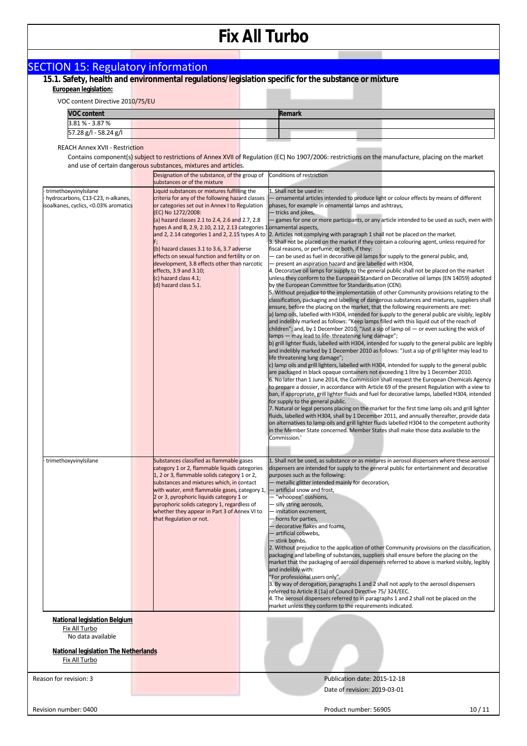# SECTION 15: Regulatory information

## 15.1. Safety, health and environmental regulations/legislation specific for the substance or mixture

**European legislation:**

VOC content Directive 2010/75/EU

| VOC content | Remark |
|---|---|
| 3.81 % - 3.87 % | |
| 57.28 g/l - 58.24 g/l | |

REACH Annex XVII - Restriction

Contains component(s) subject to restrictions of Annex XVII of Regulation (EC) No 1907/2006: restrictions on the manufacture, placing on the market and use of certain dangerous substances, mixtures and articles.

| | Designation of the substance, of the group of substances or of the mixture | Conditions of restriction |
|---|---|---|
| · trimethoxyvinylsilane<br>· hydrocarbons, C13-C23, n-alkanes, isoalkanes, cyclics, <0.03% aromatics | Liquid substances or mixtures fulfilling the criteria for any of the following hazard classes or categories set out in Annex I to Regulation (EC) No 1272/2008:<br>(a) hazard classes 2.1 to 2.4, 2.6 and 2.7, 2.8 types A and B, 2.9, 2.10, 2.12, 2.13 categories 1 and 2, 2.14 categories 1 and 2, 2.15 types A to F;<br>(b) hazard classes 3.1 to 3.6, 3.7 adverse effects on sexual function and fertility or on development, 3.8 effects other than narcotic effects, 3.9 and 3.10;<br>(c) hazard class 4.1;<br>(d) hazard class 5.1. | 1. Shall not be used in:<br>— ornamental articles intended to produce light or colour effects by means of different phases, for example in ornamental lamps and ashtrays,<br>— tricks and jokes,<br>— games for one or more participants, or any article intended to be used as such, even with ornamental aspects,<br>2. Articles not complying with paragraph 1 shall not be placed on the market.<br>3. Shall not be placed on the market if they contain a colouring agent, unless required for fiscal reasons, or perfume, or both, if they:<br>— can be used as fuel in decorative oil lamps for supply to the general public, and,<br>— present an aspiration hazard and are labelled with H304,<br>4. Decorative oil lamps for supply to the general public shall not be placed on the market unless they conform to the European Standard on Decorative oil lamps (EN 14059) adopted by the European Committee for Standardisation (CEN).<br>5. Without prejudice to the implementation of other Community provisions relating to the classification, packaging and labelling of dangerous substances and mixtures, suppliers shall ensure, before the placing on the market, that the following requirements are met:<br>a) lamp oils, labelled with H304, intended for supply to the general public are visibly, legibly and indelibly marked as follows: "Keep lamps filled with this liquid out of the reach of children"; and, by 1 December 2010, "Just a sip of lamp oil — or even sucking the wick of lamps — may lead to life- threatening lung damage";<br>b) grill lighter fluids, labelled with H304, intended for supply to the general public are legibly and indelibly marked by 1 December 2010 as follows: "Just a sip of grill lighter may lead to life threatening lung damage";<br>c) lamp oils and grill lighters, labelled with H304, intended for supply to the general public are packaged in black opaque containers not exceeding 1 litre by 1 December 2010.<br>6. No later than 1 June 2014, the Commission shall request the European Chemicals Agency to prepare a dossier, in accordance with Article 69 of the present Regulation with a view to ban, if appropriate, grill lighter fluids and fuel for decorative lamps, labelled H304, intended for supply to the general public.<br>7. Natural or legal persons placing on the market for the first time lamp oils and grill lighter fluids, labelled with H304, shall by 1 December 2011, and annually thereafter, provide data on alternatives to lamp oils and grill lighter fluids labelled H304 to the competent authority in the Member State concerned. Member States shall make those data available to the Commission.' |
| · trimethoxyvinylsilane | Substances classified as flammable gases category 1 or 2, flammable liquids categories 1, 2 or 3, flammable solids category 1 or 2, substances and mixtures which, in contact with water, emit flammable gases, category 1, 2 or 3, pyrophoric liquids category 1 or pyrophoric solids category 1, regardless of whether they appear in Part 3 of Annex VI to that Regulation or not. | 1. Shall not be used, as substance or as mixtures in aerosol dispensers where these aerosol dispensers are intended for supply to the general public for entertainment and decorative purposes such as the following:<br>— metallic glitter intended mainly for decoration,<br>— artificial snow and frost,<br>— "whoopee" cushions,<br>— silly string aerosols,<br>— imitation excrement,<br>— horns for parties,<br>— decorative flakes and foams,<br>— artificial cobwebs,<br>— stink bombs.<br>2. Without prejudice to the application of other Community provisions on the classification, packaging and labelling of substances, suppliers shall ensure before the placing on the market that the packaging of aerosol dispensers referred to above is marked visibly, legibly and indelibly with:<br>"For professional users only".<br>3. By way of derogation, paragraphs 1 and 2 shall not apply to the aerosol dispensers referred to Article 8 (1a) of Council Directive 75/ 324/EEC.<br>4. The aerosol dispensers referred to in paragraphs 1 and 2 shall not be placed on the market unless they conform to the requirements indicated. |

**National legislation Belgium**

Fix All Turbo

No data available

**National legislation The Netherlands**

Fix All Turbo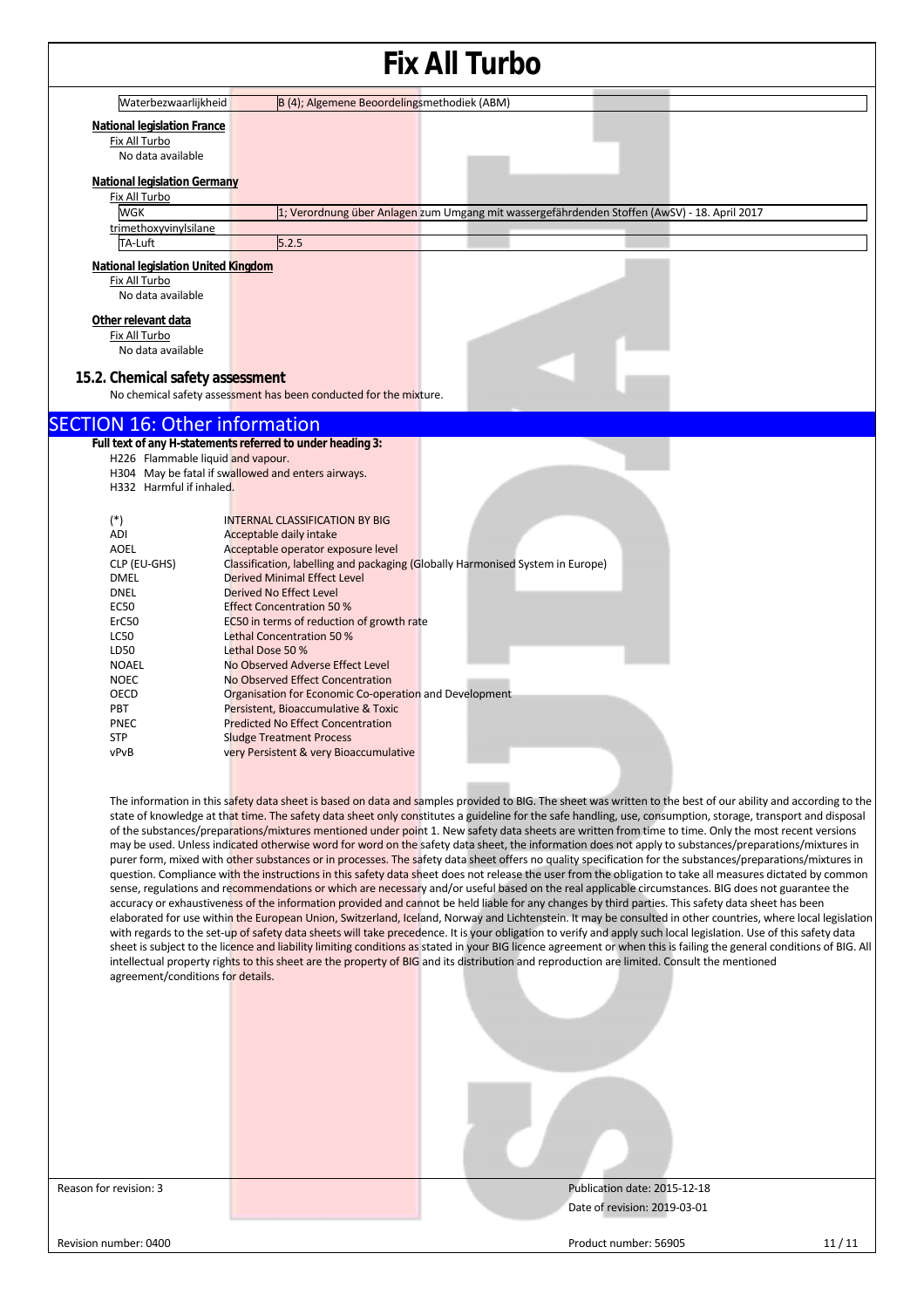| | |
|---|---|
| Waterbezwaarlijkheid | B (4); Algemene Beoordelingsmethodiek (ABM) |

**National legislation France**

Fix All Turbo

No data available

**National legislation Germany**

Fix All Turbo

| | |
|---|---|
| WGK | 1; Verordnung über Anlagen zum Umgang mit wassergefährdenden Stoffen (AwSV) - 18. April 2017 |

trimethoxyvinylsilane

| | |
|---|---|
| TA-Luft | 5.2.5 |

**National legislation United Kingdom**

Fix All Turbo

No data available

**Other relevant data**

Fix All Turbo

No data available

### 15.2. Chemical safety assessment

No chemical safety assessment has been conducted for the mixture.

## SECTION 16: Other information

**Full text of any H-statements referred to under heading 3:**

H226 Flammable liquid and vapour.
H304 May be fatal if swallowed and enters airways.
H332 Harmful if inhaled.

| | |
|---|---|
| (*) | INTERNAL CLASSIFICATION BY BIG |
| ADI | Acceptable daily intake |
| AOEL | Acceptable operator exposure level |
| CLP (EU-GHS) | Classification, labelling and packaging (Globally Harmonised System in Europe) |
| DMEL | Derived Minimal Effect Level |
| DNEL | Derived No Effect Level |
| EC50 | Effect Concentration 50 % |
| ErC50 | EC50 in terms of reduction of growth rate |
| LC50 | Lethal Concentration 50 % |
| LD50 | Lethal Dose 50 % |
| NOAEL | No Observed Adverse Effect Level |
| NOEC | No Observed Effect Concentration |
| OECD | Organisation for Economic Co-operation and Development |
| PBT | Persistent, Bioaccumulative & Toxic |
| PNEC | Predicted No Effect Concentration |
| STP | Sludge Treatment Process |
| vPvB | very Persistent & very Bioaccumulative |

The information in this safety data sheet is based on data and samples provided to BIG. The sheet was written to the best of our ability and according to the state of knowledge at that time. The safety data sheet only constitutes a guideline for the safe handling, use, consumption, storage, transport and disposal of the substances/preparations/mixtures mentioned under point 1. New safety data sheets are written from time to time. Only the most recent versions may be used. Unless indicated otherwise word for word on the safety data sheet, the information does not apply to substances/preparations/mixtures in purer form, mixed with other substances or in processes. The safety data sheet offers no quality specification for the substances/preparations/mixtures in question. Compliance with the instructions in this safety data sheet does not release the user from the obligation to take all measures dictated by common sense, regulations and recommendations or which are necessary and/or useful based on the real applicable circumstances. BIG does not guarantee the accuracy or exhaustiveness of the information provided and cannot be held liable for any changes by third parties. This safety data sheet has been elaborated for use within the European Union, Switzerland, Iceland, Norway and Lichtenstein. It may be consulted in other countries, where local legislation with regards to the set-up of safety data sheets will take precedence. It is your obligation to verify and apply such local legislation. Use of this safety data sheet is subject to the licence and liability limiting conditions as stated in your BIG licence agreement or when this is failing the general conditions of BIG. All intellectual property rights to this sheet are the property of BIG and its distribution and reproduction are limited. Consult the mentioned agreement/conditions for details.